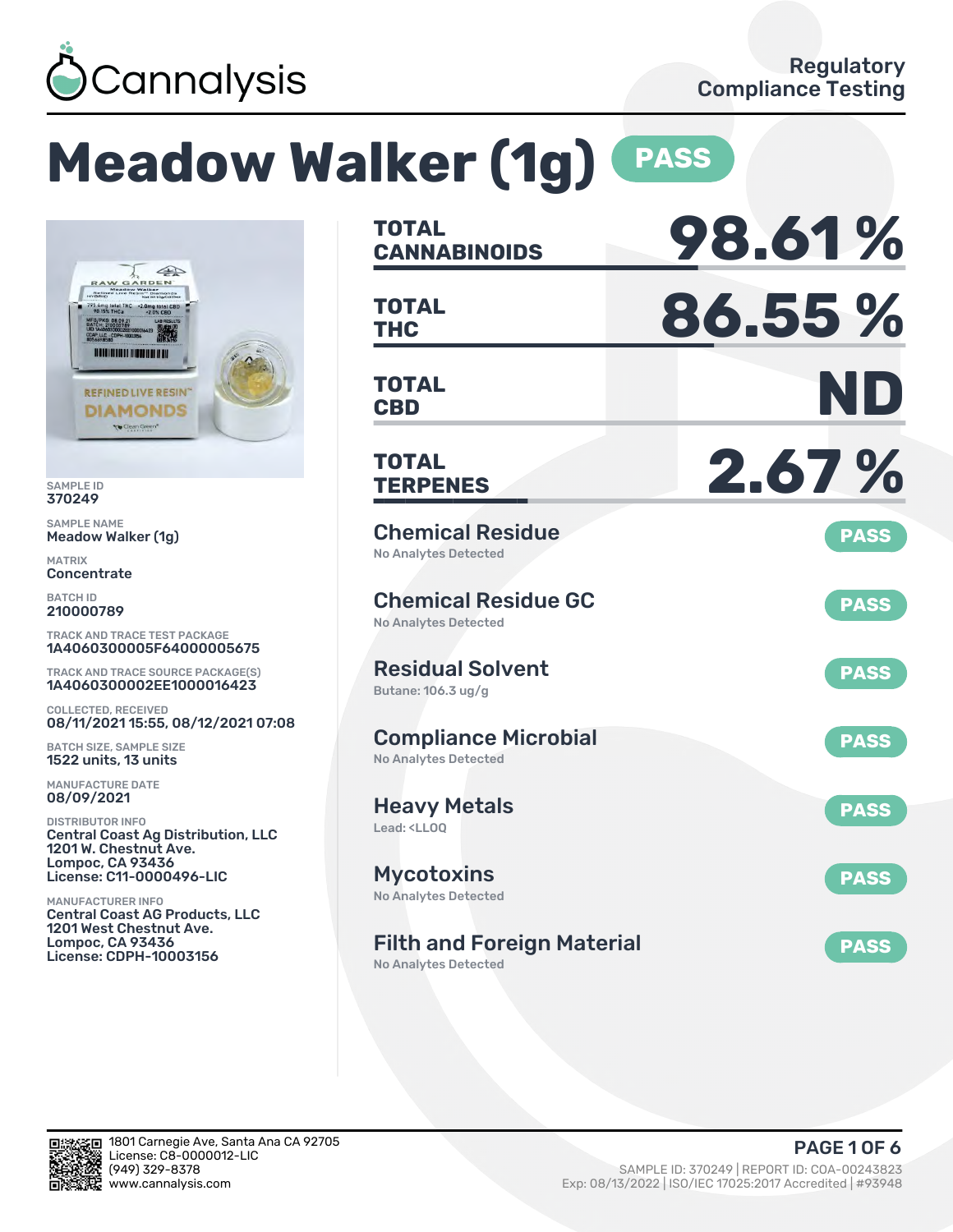Cannalysis

Regulatory Compliance Testing

# Meadow Walker (1g) PASS

SAMPLE ID
370249

SAMPLE NAME
Meadow Walker (1g)

MATRIX
Concentrate

BATCH ID
210000789

TRACK AND TRACE TEST PACKAGE
1A4060300005F64000005675

TRACK AND TRACE SOURCE PACKAGE(S)
1A4060300002EE1000016423

COLLECTED, RECEIVED
08/11/2021 15:55, 08/12/2021 07:08

BATCH SIZE, SAMPLE SIZE
1522 units, 13 units

MANUFACTURE DATE
08/09/2021

DISTRIBUTOR INFO
Central Coast Ag Distribution, LLC
1201 W. Chestnut Ave.
Lompoc, CA 93436
License: C11-0000496-LIC

MANUFACTURER INFO
Central Coast AG Products, LLC
1201 West Chestnut Ave.
Lompoc, CA 93436
License: CDPH-10003156

| | |
|---|---|
| **TOTAL CANNABINOIDS** | **98.61 %** |
| **TOTAL THC** | **86.55 %** |
| **TOTAL CBD** | **ND** |
| **TOTAL TERPENES** | **2.67 %** |

| | |
|---|---|
| **Chemical Residue** — No Analytes Detected | PASS |
| **Chemical Residue GC** — No Analytes Detected | PASS |
| **Residual Solvent** — Butane: 106.3 ug/g | PASS |
| **Compliance Microbial** — No Analytes Detected | PASS |
| **Heavy Metals** — Lead: <LLOQ | PASS |
| **Mycotoxins** — No Analytes Detected | PASS |
| **Filth and Foreign Material** — No Analytes Detected | PASS |

1801 Carnegie Ave, Santa Ana CA 92705
License: C8-0000012-LIC
(949) 329-8378
www.cannalysis.com

SAMPLE ID: 370249 | REPORT ID: COA-00243823
Exp: 08/13/2022 | ISO/IEC 17025:2017 Accredited | #93948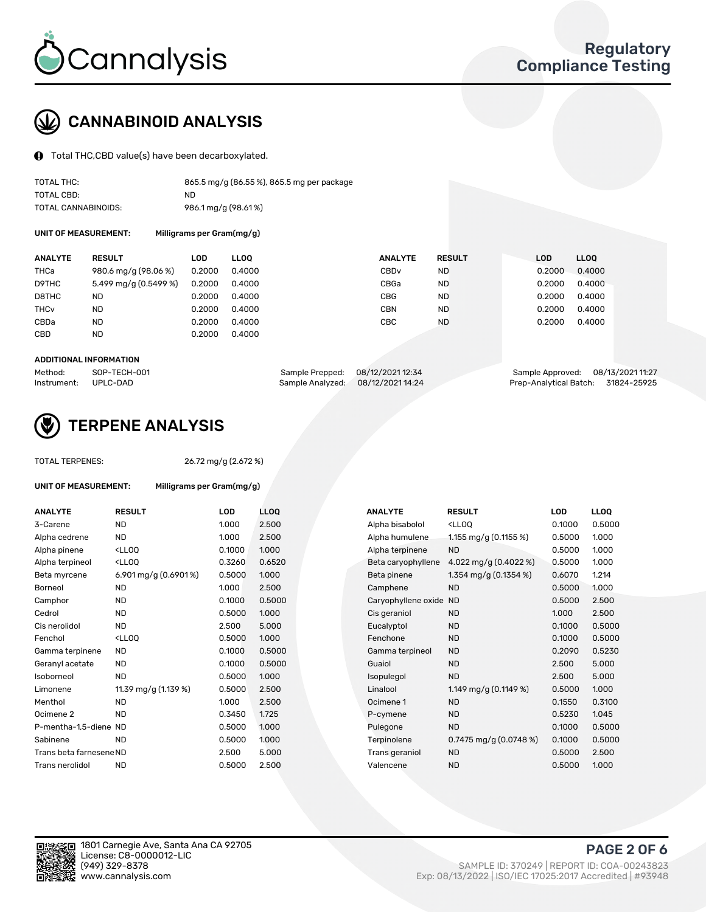# Cannalysis

**Regulatory Compliance Testing**

## CANNABINOID ANALYSIS

Total THC,CBD value(s) have been decarboxylated.

| | |
|---|---|
| TOTAL THC: | 865.5 mg/g (86.55 %), 865.5 mg per package |
| TOTAL CBD: | ND |
| TOTAL CANNABINOIDS: | 986.1 mg/g (98.61 %) |

**UNIT OF MEASUREMENT:** Milligrams per Gram(mg/g)

| ANALYTE | RESULT | LOD | LLOQ | ANALYTE | RESULT | LOD | LLOQ |
|---|---|---|---|---|---|---|---|
| THCa | 980.6 mg/g (98.06 %) | 0.2000 | 0.4000 | CBDv | ND | 0.2000 | 0.4000 |
| D9THC | 5.499 mg/g (0.5499 %) | 0.2000 | 0.4000 | CBGa | ND | 0.2000 | 0.4000 |
| D8THC | ND | 0.2000 | 0.4000 | CBG | ND | 0.2000 | 0.4000 |
| THCv | ND | 0.2000 | 0.4000 | CBN | ND | 0.2000 | 0.4000 |
| CBDa | ND | 0.2000 | 0.4000 | CBC | ND | 0.2000 | 0.4000 |
| CBD | ND | 0.2000 | 0.4000 | | | | |

**ADDITIONAL INFORMATION**

| | | | | | |
|---|---|---|---|---|---|
| Method: | SOP-TECH-001 | Sample Prepped: | 08/12/2021 12:34 | Sample Approved: | 08/13/2021 11:27 |
| Instrument: | UPLC-DAD | Sample Analyzed: | 08/12/2021 14:24 | Prep-Analytical Batch: | 31824-25925 |

## TERPENE ANALYSIS

TOTAL TERPENES: 26.72 mg/g (2.672 %)

**UNIT OF MEASUREMENT:** Milligrams per Gram(mg/g)

| ANALYTE | RESULT | LOD | LLOQ | ANALYTE | RESULT | LOD | LLOQ |
|---|---|---|---|---|---|---|---|
| 3-Carene | ND | 1.000 | 2.500 | Alpha bisabolol | <LLOQ | 0.1000 | 0.5000 |
| Alpha cedrene | ND | 1.000 | 2.500 | Alpha humulene | 1.155 mg/g (0.1155 %) | 0.5000 | 1.000 |
| Alpha pinene | <LLOQ | 0.1000 | 1.000 | Alpha terpinene | ND | 0.5000 | 1.000 |
| Alpha terpineol | <LLOQ | 0.3260 | 0.6520 | Beta caryophyllene | 4.022 mg/g (0.4022 %) | 0.5000 | 1.000 |
| Beta myrcene | 6.901 mg/g (0.6901 %) | 0.5000 | 1.000 | Beta pinene | 1.354 mg/g (0.1354 %) | 0.6070 | 1.214 |
| Borneol | ND | 1.000 | 2.500 | Camphene | ND | 0.5000 | 1.000 |
| Camphor | ND | 0.1000 | 0.5000 | Caryophyllene oxide | ND | 0.5000 | 2.500 |
| Cedrol | ND | 0.5000 | 1.000 | Cis geraniol | ND | 1.000 | 2.500 |
| Cis nerolidol | ND | 2.500 | 5.000 | Eucalyptol | ND | 0.1000 | 0.5000 |
| Fenchol | <LLOQ | 0.5000 | 1.000 | Fenchone | ND | 0.1000 | 0.5000 |
| Gamma terpinene | ND | 0.1000 | 0.5000 | Gamma terpineol | ND | 0.2090 | 0.5230 |
| Geranyl acetate | ND | 0.1000 | 0.5000 | Guaiol | ND | 2.500 | 5.000 |
| Isoborneol | ND | 0.5000 | 1.000 | Isopulegol | ND | 2.500 | 5.000 |
| Limonene | 11.39 mg/g (1.139 %) | 0.5000 | 2.500 | Linalool | 1.149 mg/g (0.1149 %) | 0.5000 | 1.000 |
| Menthol | ND | 1.000 | 2.500 | Ocimene 1 | ND | 0.1550 | 0.3100 |
| Ocimene 2 | ND | 0.3450 | 1.725 | P-cymene | ND | 0.5230 | 1.045 |
| P-mentha-1,5-diene | ND | 0.5000 | 1.000 | Pulegone | ND | 0.1000 | 0.5000 |
| Sabinene | ND | 0.5000 | 1.000 | Terpinolene | 0.7475 mg/g (0.0748 %) | 0.1000 | 0.5000 |
| Trans beta farnesene | ND | 2.500 | 5.000 | Trans geraniol | ND | 0.5000 | 2.500 |
| Trans nerolidol | ND | 0.5000 | 2.500 | Valencene | ND | 0.5000 | 1.000 |

1801 Carnegie Ave, Santa Ana CA 92705
License: C8-0000012-LIC
(949) 329-8378
www.cannalysis.com

SAMPLE ID: 370249 | REPORT ID: COA-00243823
Exp: 08/13/2022 | ISO/IEC 17025:2017 Accredited | #93948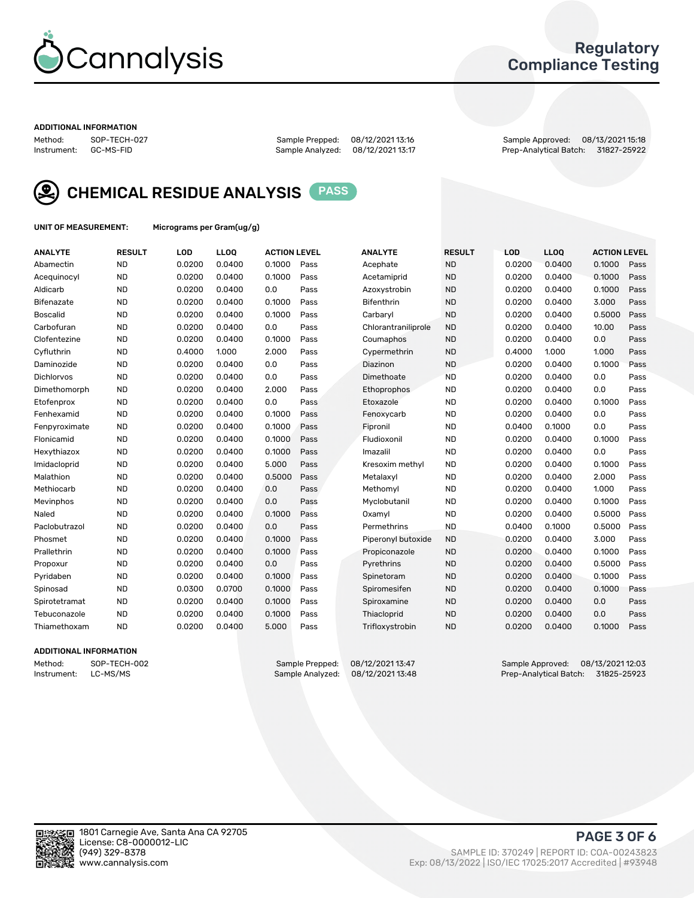# Cannalysis

## Regulatory Compliance Testing

ADDITIONAL INFORMATION

Method: SOP-TECH-027
Instrument: GC-MS-FID

Sample Prepped: 08/12/2021 13:16
Sample Analyzed: 08/12/2021 13:17

Sample Approved: 08/13/2021 15:18
Prep-Analytical Batch: 31827-25922

## CHEMICAL RESIDUE ANALYSIS PASS

UNIT OF MEASUREMENT: Micrograms per Gram(ug/g)

| ANALYTE | RESULT | LOD | LLOQ | ACTION LEVEL | | ANALYTE | RESULT | LOD | LLOQ | ACTION LEVEL | |
|---|---|---|---|---|---|---|---|---|---|---|---|
| Abamectin | ND | 0.0200 | 0.0400 | 0.1000 | Pass | Acephate | ND | 0.0200 | 0.0400 | 0.1000 | Pass |
| Acequinocyl | ND | 0.0200 | 0.0400 | 0.1000 | Pass | Acetamiprid | ND | 0.0200 | 0.0400 | 0.1000 | Pass |
| Aldicarb | ND | 0.0200 | 0.0400 | 0.0 | Pass | Azoxystrobin | ND | 0.0200 | 0.0400 | 0.1000 | Pass |
| Bifenazate | ND | 0.0200 | 0.0400 | 0.1000 | Pass | Bifenthrin | ND | 0.0200 | 0.0400 | 3.000 | Pass |
| Boscalid | ND | 0.0200 | 0.0400 | 0.1000 | Pass | Carbaryl | ND | 0.0200 | 0.0400 | 0.5000 | Pass |
| Carbofuran | ND | 0.0200 | 0.0400 | 0.0 | Pass | Chlorantraniliprole | ND | 0.0200 | 0.0400 | 10.00 | Pass |
| Clofentezine | ND | 0.0200 | 0.0400 | 0.1000 | Pass | Coumaphos | ND | 0.0200 | 0.0400 | 0.0 | Pass |
| Cyfluthrin | ND | 0.4000 | 1.000 | 2.000 | Pass | Cypermethrin | ND | 0.4000 | 1.000 | 1.000 | Pass |
| Daminozide | ND | 0.0200 | 0.0400 | 0.0 | Pass | Diazinon | ND | 0.0200 | 0.0400 | 0.1000 | Pass |
| Dichlorvos | ND | 0.0200 | 0.0400 | 0.0 | Pass | Dimethoate | ND | 0.0200 | 0.0400 | 0.0 | Pass |
| Dimethomorph | ND | 0.0200 | 0.0400 | 2.000 | Pass | Ethoprophos | ND | 0.0200 | 0.0400 | 0.0 | Pass |
| Etofenprox | ND | 0.0200 | 0.0400 | 0.0 | Pass | Etoxazole | ND | 0.0200 | 0.0400 | 0.1000 | Pass |
| Fenhexamid | ND | 0.0200 | 0.0400 | 0.1000 | Pass | Fenoxycarb | ND | 0.0200 | 0.0400 | 0.0 | Pass |
| Fenpyroximate | ND | 0.0200 | 0.0400 | 0.1000 | Pass | Fipronil | ND | 0.0400 | 0.1000 | 0.0 | Pass |
| Flonicamid | ND | 0.0200 | 0.0400 | 0.1000 | Pass | Fludioxonil | ND | 0.0200 | 0.0400 | 0.1000 | Pass |
| Hexythiazox | ND | 0.0200 | 0.0400 | 0.1000 | Pass | Imazalil | ND | 0.0200 | 0.0400 | 0.0 | Pass |
| Imidacloprid | ND | 0.0200 | 0.0400 | 5.000 | Pass | Kresoxim methyl | ND | 0.0200 | 0.0400 | 0.1000 | Pass |
| Malathion | ND | 0.0200 | 0.0400 | 0.5000 | Pass | Metalaxyl | ND | 0.0200 | 0.0400 | 2.000 | Pass |
| Methiocarb | ND | 0.0200 | 0.0400 | 0.0 | Pass | Methomyl | ND | 0.0200 | 0.0400 | 1.000 | Pass |
| Mevinphos | ND | 0.0200 | 0.0400 | 0.0 | Pass | Myclobutanil | ND | 0.0200 | 0.0400 | 0.1000 | Pass |
| Naled | ND | 0.0200 | 0.0400 | 0.1000 | Pass | Oxamyl | ND | 0.0200 | 0.0400 | 0.5000 | Pass |
| Paclobutrazol | ND | 0.0200 | 0.0400 | 0.0 | Pass | Permethrins | ND | 0.0400 | 0.1000 | 0.5000 | Pass |
| Phosmet | ND | 0.0200 | 0.0400 | 0.1000 | Pass | Piperonyl butoxide | ND | 0.0200 | 0.0400 | 3.000 | Pass |
| Prallethrin | ND | 0.0200 | 0.0400 | 0.1000 | Pass | Propiconazole | ND | 0.0200 | 0.0400 | 0.1000 | Pass |
| Propoxur | ND | 0.0200 | 0.0400 | 0.0 | Pass | Pyrethrins | ND | 0.0200 | 0.0400 | 0.5000 | Pass |
| Pyridaben | ND | 0.0200 | 0.0400 | 0.1000 | Pass | Spinetoram | ND | 0.0200 | 0.0400 | 0.1000 | Pass |
| Spinosad | ND | 0.0300 | 0.0700 | 0.1000 | Pass | Spiromesifen | ND | 0.0200 | 0.0400 | 0.1000 | Pass |
| Spirotetramat | ND | 0.0200 | 0.0400 | 0.1000 | Pass | Spiroxamine | ND | 0.0200 | 0.0400 | 0.0 | Pass |
| Tebuconazole | ND | 0.0200 | 0.0400 | 0.1000 | Pass | Thiacloprid | ND | 0.0200 | 0.0400 | 0.0 | Pass |
| Thiamethoxam | ND | 0.0200 | 0.0400 | 5.000 | Pass | Trifloxystrobin | ND | 0.0200 | 0.0400 | 0.1000 | Pass |

ADDITIONAL INFORMATION

Method: SOP-TECH-002
Instrument: LC-MS/MS

Sample Prepped: 08/12/2021 13:47
Sample Analyzed: 08/12/2021 13:48

Sample Approved: 08/13/2021 12:03
Prep-Analytical Batch: 31825-25923

1801 Carnegie Ave, Santa Ana CA 92705
License: C8-0000012-LIC
(949) 329-8378
www.cannalysis.com

SAMPLE ID: 370249 | REPORT ID: COA-00243823
Exp: 08/13/2022 | ISO/IEC 17025:2017 Accredited | #93948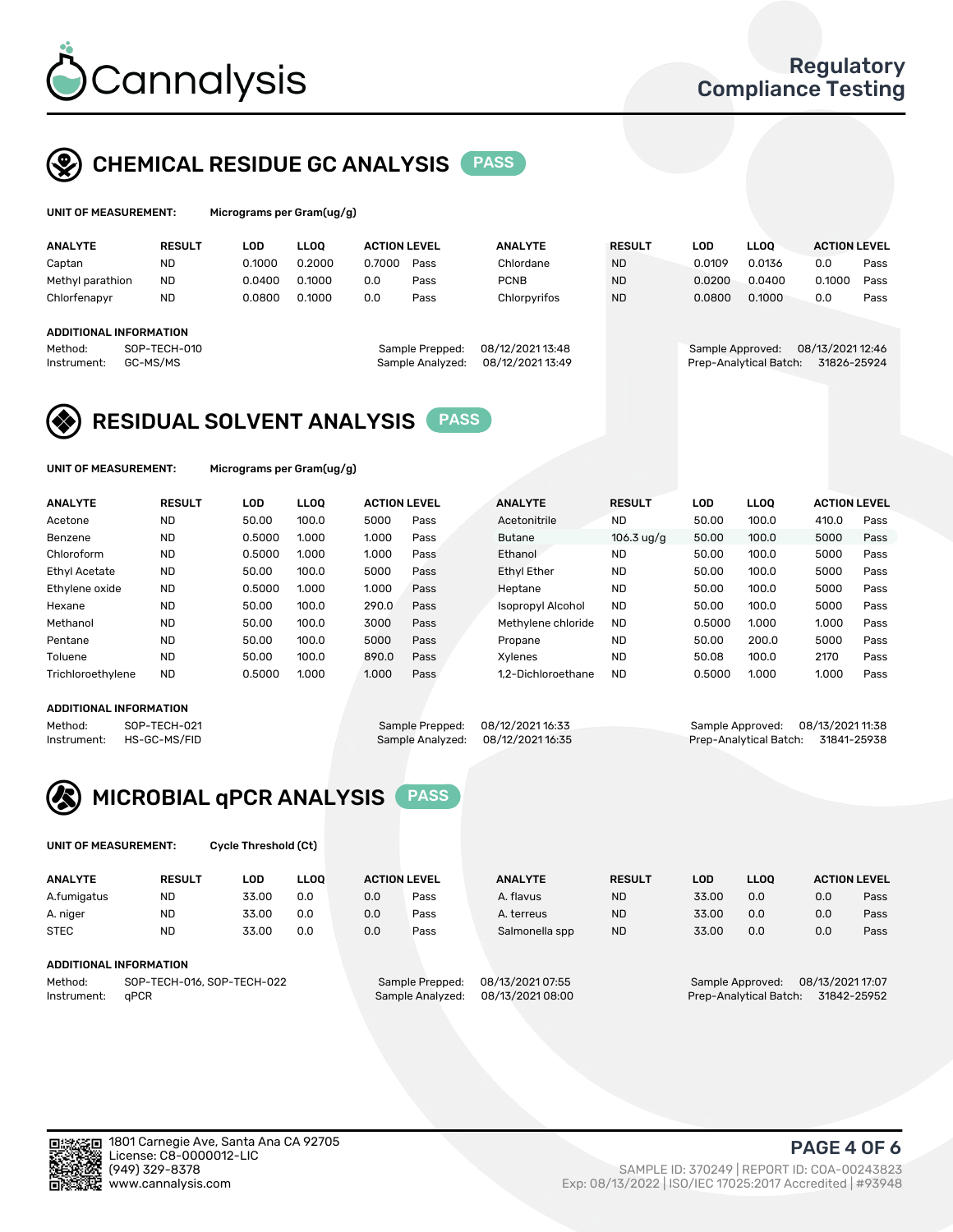# Cannalysis

Regulatory Compliance Testing

## CHEMICAL RESIDUE GC ANALYSIS PASS

**UNIT OF MEASUREMENT:** Micrograms per Gram(ug/g)

| ANALYTE | RESULT | LOD | LLOQ | ACTION LEVEL | | ANALYTE | RESULT | LOD | LLOQ | ACTION LEVEL | |
|---|---|---|---|---|---|---|---|---|---|---|---|
| Captan | ND | 0.1000 | 0.2000 | 0.7000 | Pass | Chlordane | ND | 0.0109 | 0.0136 | 0.0 | Pass |
| Methyl parathion | ND | 0.0400 | 0.1000 | 0.0 | Pass | PCNB | ND | 0.0200 | 0.0400 | 0.1000 | Pass |
| Chlorfenapyr | ND | 0.0800 | 0.1000 | 0.0 | Pass | Chlorpyrifos | ND | 0.0800 | 0.1000 | 0.0 | Pass |

**ADDITIONAL INFORMATION**

Method: SOP-TECH-010
Instrument: GC-MS/MS
Sample Prepped: 08/12/2021 13:48
Sample Analyzed: 08/12/2021 13:49
Sample Approved: 08/13/2021 12:46
Prep-Analytical Batch: 31826-25924

## RESIDUAL SOLVENT ANALYSIS PASS

**UNIT OF MEASUREMENT:** Micrograms per Gram(ug/g)

| ANALYTE | RESULT | LOD | LLOQ | ACTION LEVEL | | ANALYTE | RESULT | LOD | LLOQ | ACTION LEVEL | |
|---|---|---|---|---|---|---|---|---|---|---|---|
| Acetone | ND | 50.00 | 100.0 | 5000 | Pass | Acetonitrile | ND | 50.00 | 100.0 | 410.0 | Pass |
| Benzene | ND | 0.5000 | 1.000 | 1.000 | Pass | Butane | 106.3 ug/g | 50.00 | 100.0 | 5000 | Pass |
| Chloroform | ND | 0.5000 | 1.000 | 1.000 | Pass | Ethanol | ND | 50.00 | 100.0 | 5000 | Pass |
| Ethyl Acetate | ND | 50.00 | 100.0 | 5000 | Pass | Ethyl Ether | ND | 50.00 | 100.0 | 5000 | Pass |
| Ethylene oxide | ND | 0.5000 | 1.000 | 1.000 | Pass | Heptane | ND | 50.00 | 100.0 | 5000 | Pass |
| Hexane | ND | 50.00 | 100.0 | 290.0 | Pass | Isopropyl Alcohol | ND | 50.00 | 100.0 | 5000 | Pass |
| Methanol | ND | 50.00 | 100.0 | 3000 | Pass | Methylene chloride | ND | 0.5000 | 1.000 | 1.000 | Pass |
| Pentane | ND | 50.00 | 100.0 | 5000 | Pass | Propane | ND | 50.00 | 200.0 | 5000 | Pass |
| Toluene | ND | 50.00 | 100.0 | 890.0 | Pass | Xylenes | ND | 50.08 | 100.0 | 2170 | Pass |
| Trichloroethylene | ND | 0.5000 | 1.000 | 1.000 | Pass | 1,2-Dichloroethane | ND | 0.5000 | 1.000 | 1.000 | Pass |

**ADDITIONAL INFORMATION**

Method: SOP-TECH-021
Instrument: HS-GC-MS/FID
Sample Prepped: 08/12/2021 16:33
Sample Analyzed: 08/12/2021 16:35
Sample Approved: 08/13/2021 11:38
Prep-Analytical Batch: 31841-25938

## MICROBIAL qPCR ANALYSIS PASS

**UNIT OF MEASUREMENT:** Cycle Threshold (Ct)

| ANALYTE | RESULT | LOD | LLOQ | ACTION LEVEL | | ANALYTE | RESULT | LOD | LLOQ | ACTION LEVEL | |
|---|---|---|---|---|---|---|---|---|---|---|---|
| A.fumigatus | ND | 33.00 | 0.0 | 0.0 | Pass | A. flavus | ND | 33.00 | 0.0 | 0.0 | Pass |
| A. niger | ND | 33.00 | 0.0 | 0.0 | Pass | A. terreus | ND | 33.00 | 0.0 | 0.0 | Pass |
| STEC | ND | 33.00 | 0.0 | 0.0 | Pass | Salmonella spp | ND | 33.00 | 0.0 | 0.0 | Pass |

**ADDITIONAL INFORMATION**

Method: SOP-TECH-016, SOP-TECH-022
Instrument: qPCR
Sample Prepped: 08/13/2021 07:55
Sample Analyzed: 08/13/2021 08:00
Sample Approved: 08/13/2021 17:07
Prep-Analytical Batch: 31842-25952

1801 Carnegie Ave, Santa Ana CA 92705
License: C8-0000012-LIC
(949) 329-8378
www.cannalysis.com

SAMPLE ID: 370249 | REPORT ID: COA-00243823
Exp: 08/13/2022 | ISO/IEC 17025:2017 Accredited | #93948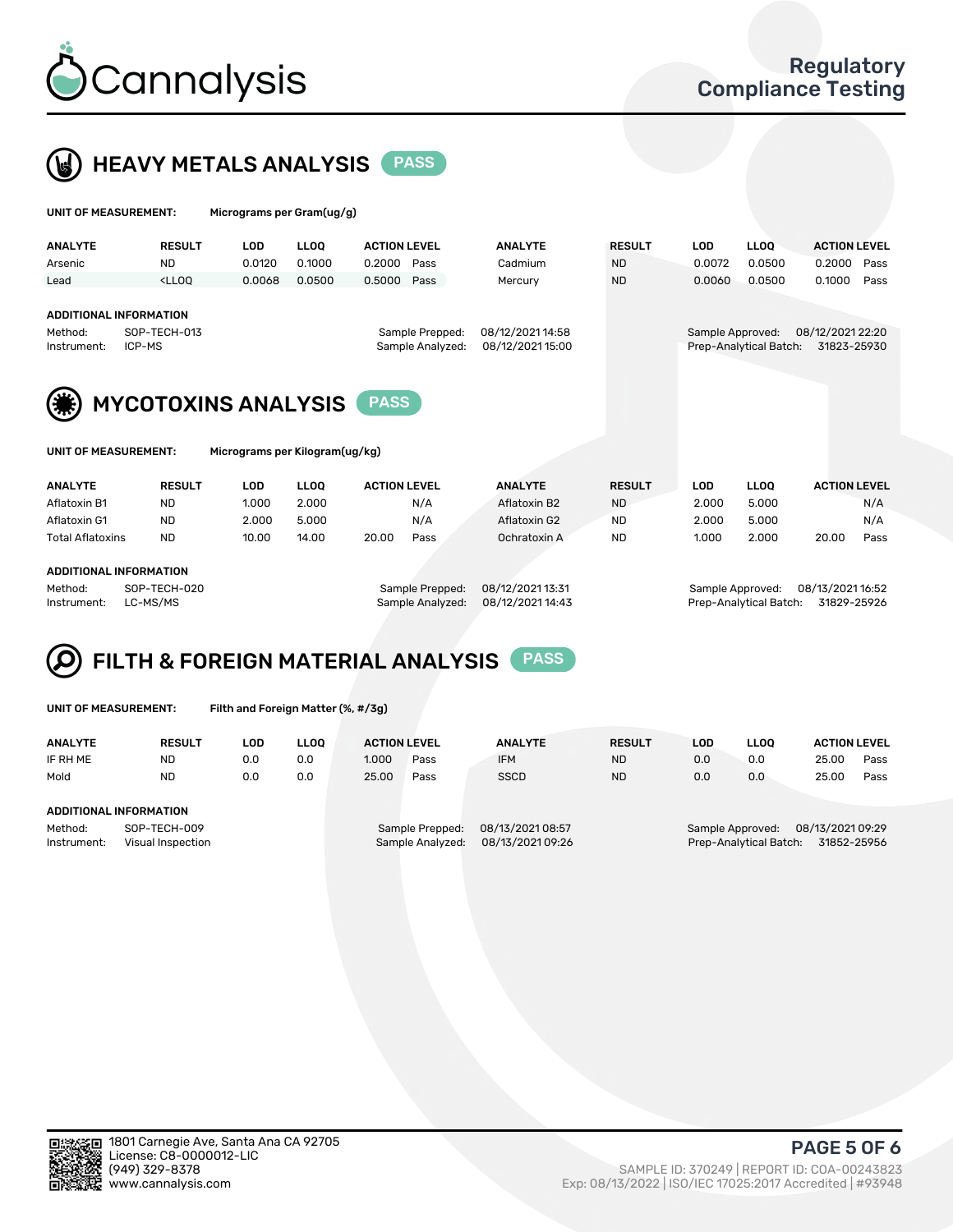# Cannalysis

Regulatory Compliance Testing

## HEAVY METALS ANALYSIS PASS

**UNIT OF MEASUREMENT:** Micrograms per Gram(ug/g)

| ANALYTE | RESULT | LOD | LLOQ | ACTION LEVEL | | ANALYTE | RESULT | LOD | LLOQ | ACTION LEVEL | |
|---|---|---|---|---|---|---|---|---|---|---|---|
| Arsenic | ND | 0.0120 | 0.1000 | 0.2000 | Pass | Cadmium | ND | 0.0072 | 0.0500 | 0.2000 | Pass |
| Lead | <LLOQ | 0.0068 | 0.0500 | 0.5000 | Pass | Mercury | ND | 0.0060 | 0.0500 | 0.1000 | Pass |

**ADDITIONAL INFORMATION**

Method: SOP-TECH-013
Instrument: ICP-MS
Sample Prepped: 08/12/2021 14:58
Sample Analyzed: 08/12/2021 15:00
Sample Approved: 08/12/2021 22:20
Prep-Analytical Batch: 31823-25930

## MYCOTOXINS ANALYSIS PASS

**UNIT OF MEASUREMENT:** Micrograms per Kilogram(ug/kg)

| ANALYTE | RESULT | LOD | LLOQ | ACTION LEVEL | | ANALYTE | RESULT | LOD | LLOQ | ACTION LEVEL | |
|---|---|---|---|---|---|---|---|---|---|---|---|
| Aflatoxin B1 | ND | 1.000 | 2.000 | | N/A | Aflatoxin B2 | ND | 2.000 | 5.000 | | N/A |
| Aflatoxin G1 | ND | 2.000 | 5.000 | | N/A | Aflatoxin G2 | ND | 2.000 | 5.000 | | N/A |
| Total Aflatoxins | ND | 10.00 | 14.00 | 20.00 | Pass | Ochratoxin A | ND | 1.000 | 2.000 | 20.00 | Pass |

**ADDITIONAL INFORMATION**

Method: SOP-TECH-020
Instrument: LC-MS/MS
Sample Prepped: 08/12/2021 13:31
Sample Analyzed: 08/12/2021 14:43
Sample Approved: 08/13/2021 16:52
Prep-Analytical Batch: 31829-25926

## FILTH & FOREIGN MATERIAL ANALYSIS PASS

**UNIT OF MEASUREMENT:** Filth and Foreign Matter (%, #/3g)

| ANALYTE | RESULT | LOD | LLOQ | ACTION LEVEL | | ANALYTE | RESULT | LOD | LLOQ | ACTION LEVEL | |
|---|---|---|---|---|---|---|---|---|---|---|---|
| IF RH ME | ND | 0.0 | 0.0 | 1.000 | Pass | IFM | ND | 0.0 | 0.0 | 25.00 | Pass |
| Mold | ND | 0.0 | 0.0 | 25.00 | Pass | SSCD | ND | 0.0 | 0.0 | 25.00 | Pass |

**ADDITIONAL INFORMATION**

Method: SOP-TECH-009
Instrument: Visual Inspection
Sample Prepped: 08/13/2021 08:57
Sample Analyzed: 08/13/2021 09:26
Sample Approved: 08/13/2021 09:29
Prep-Analytical Batch: 31852-25956

1801 Carnegie Ave, Santa Ana CA 92705
License: C8-0000012-LIC
(949) 329-8378
www.cannalysis.com

SAMPLE ID: 370249 | REPORT ID: COA-00243823
Exp: 08/13/2022 | ISO/IEC 17025:2017 Accredited | #93948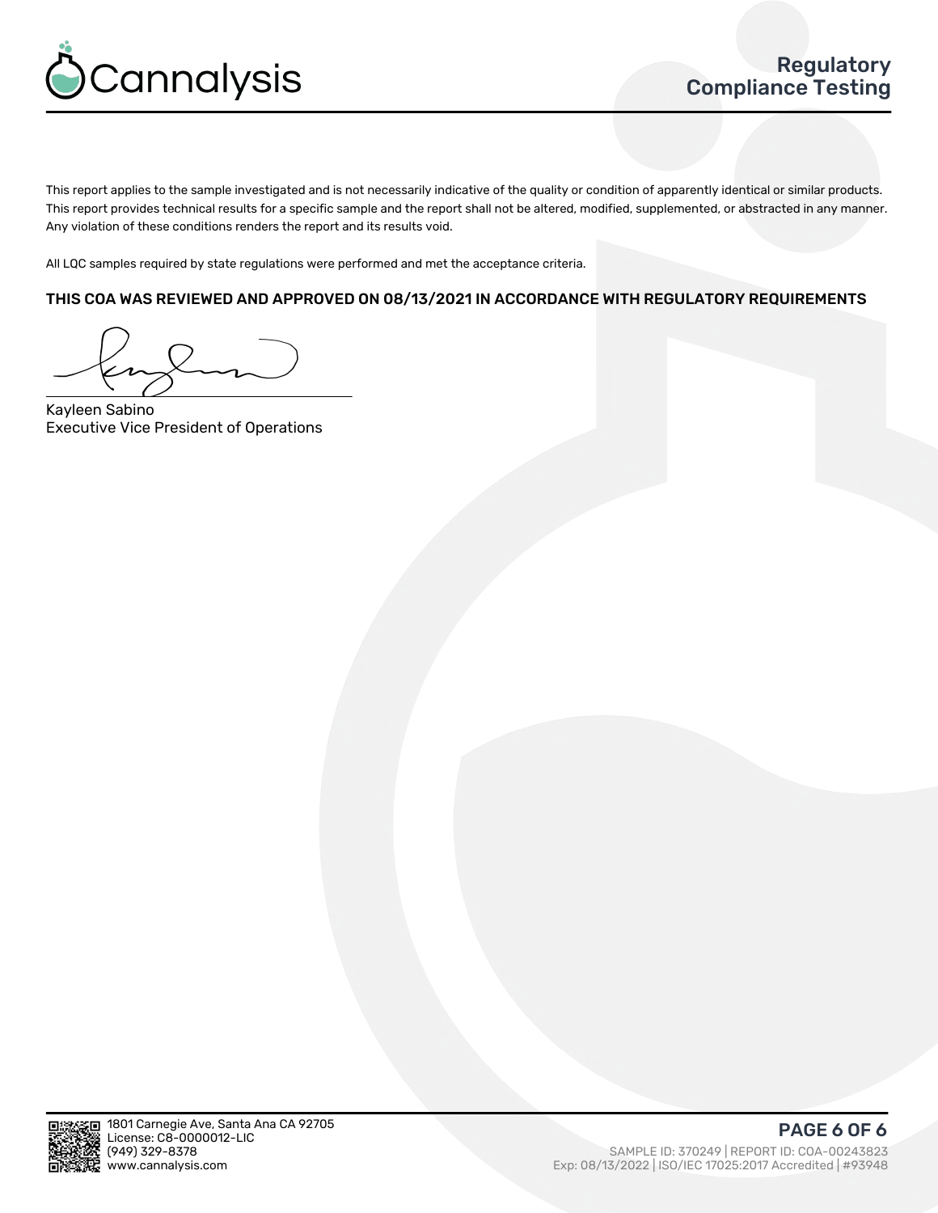This report applies to the sample investigated and is not necessarily indicative of the quality or condition of apparently identical or similar products. This report provides technical results for a specific sample and the report shall not be altered, modified, supplemented, or abstracted in any manner. Any violation of these conditions renders the report and its results void.

All LQC samples required by state regulations were performed and met the acceptance criteria.

**THIS COA WAS REVIEWED AND APPROVED ON 08/13/2021 IN ACCORDANCE WITH REGULATORY REQUIREMENTS**

Kayleen Sabino
Executive Vice President of Operations